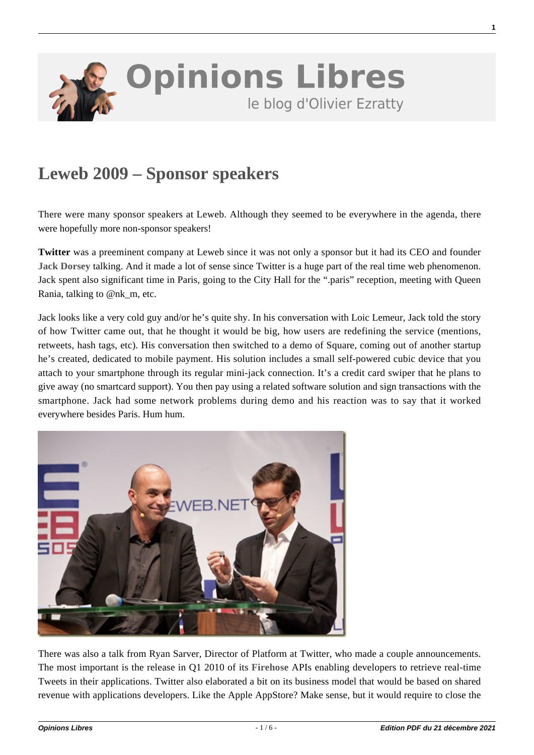# Leweb 2009 – Sponsor speakers

There were many sponsor speakers at Leweb. Although they seemed to be everywhere in the agenda, there were hopefully more non-sponsor speakers!

**Twitter** was a preeminent company at Leweb since it was not only a sponsor but it had its CEO and founder **Jack Dorsey** talking. And it made a lot of sense since Twitter is a huge part of the real time web phenomenon. Jack spent also significant time in Paris, going to the City Hall for the ".paris" reception, meeting with Queen Rania, talking to @nk_m, etc.

Jack looks like a very cold guy and/or he's quite shy. In his conversation with Loic Lemeur, Jack told the story of how Twitter came out, that he thought it would be big, how users are redefining the service (mentions, retweets, hash tags, etc). His conversation then switched to a demo of Square, coming out of another startup he's created, dedicated to mobile payment. His solution includes a small self-powered cubic device that you attach to your smartphone through its regular mini-jack connection. It's a credit card swiper that he plans to give away (no smartcard support). You then pay using a related software solution and sign transactions with the smartphone. Jack had some network problems during demo and his reaction was to say that it worked everywhere besides Paris. Hum hum.

There was also a talk from Ryan Sarver, Director of Platform at Twitter, who made a couple announcements. The most important is the release in Q1 2010 of its **Firehose** APIs enabling developers to retrieve real-time Tweets in their applications. Twitter also elaborated a bit on its business model that would be based on shared revenue with applications developers. Like the Apple AppStore? Make sense, but it would require to close the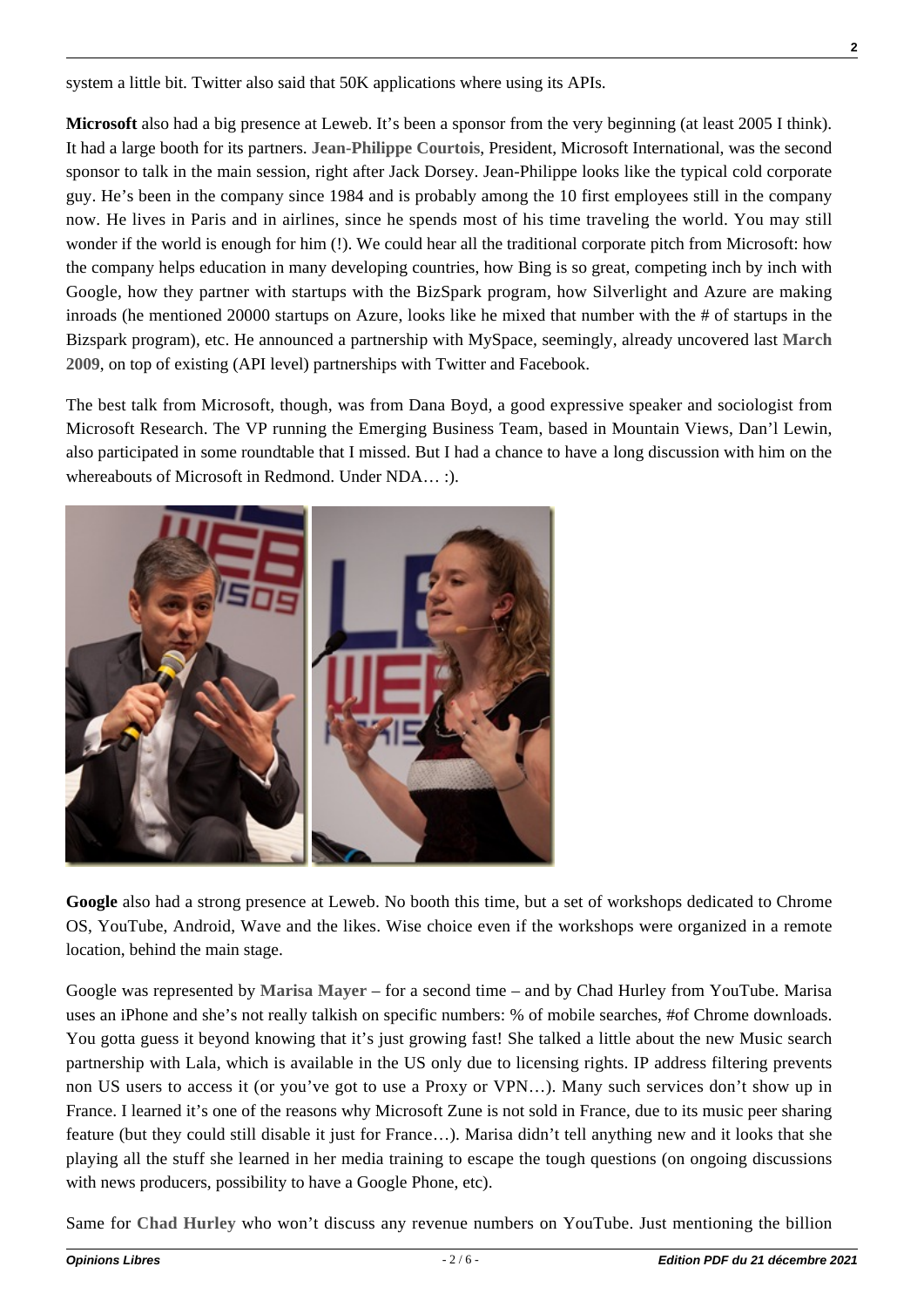system a little bit. Twitter also said that 50K applications where using its APIs.

**Microsoft** also had a big presence at Leweb. It's been a sponsor from the very beginning (at least 2005 I think). It had a large booth for its partners. **Jean-Philippe Courtois**, President, Microsoft International, was the second sponsor to talk in the main session, right after Jack Dorsey. Jean-Philippe looks like the typical cold corporate guy. He's been in the company since 1984 and is probably among the 10 first employees still in the company now. He lives in Paris and in airlines, since he spends most of his time traveling the world. You may still wonder if the world is enough for him (!). We could hear all the traditional corporate pitch from Microsoft: how the company helps education in many developing countries, how Bing is so great, competing inch by inch with Google, how they partner with startups with the BizSpark program, how Silverlight and Azure are making inroads (he mentioned 20000 startups on Azure, looks like he mixed that number with the # of startups in the Bizspark program), etc. He announced a partnership with MySpace, seemingly, already uncovered last **March 2009**, on top of existing (API level) partnerships with Twitter and Facebook.

The best talk from Microsoft, though, was from Dana Boyd, a good expressive speaker and sociologist from Microsoft Research. The VP running the Emerging Business Team, based in Mountain Views, Dan'l Lewin, also participated in some roundtable that I missed. But I had a chance to have a long discussion with him on the whereabouts of Microsoft in Redmond. Under NDA… :).

**Google** also had a strong presence at Leweb. No booth this time, but a set of workshops dedicated to Chrome OS, YouTube, Android, Wave and the likes. Wise choice even if the workshops were organized in a remote location, behind the main stage.

Google was represented by **Marisa Mayer** – for a second time – and by Chad Hurley from YouTube. Marisa uses an iPhone and she's not really talkish on specific numbers: % of mobile searches, #of Chrome downloads. You gotta guess it beyond knowing that it's just growing fast! She talked a little about the new Music search partnership with Lala, which is available in the US only due to licensing rights. IP address filtering prevents non US users to access it (or you've got to use a Proxy or VPN…). Many such services don't show up in France. I learned it's one of the reasons why Microsoft Zune is not sold in France, due to its music peer sharing feature (but they could still disable it just for France…). Marisa didn't tell anything new and it looks that she playing all the stuff she learned in her media training to escape the tough questions (on ongoing discussions with news producers, possibility to have a Google Phone, etc).

Same for **Chad Hurley** who won't discuss any revenue numbers on YouTube. Just mentioning the billion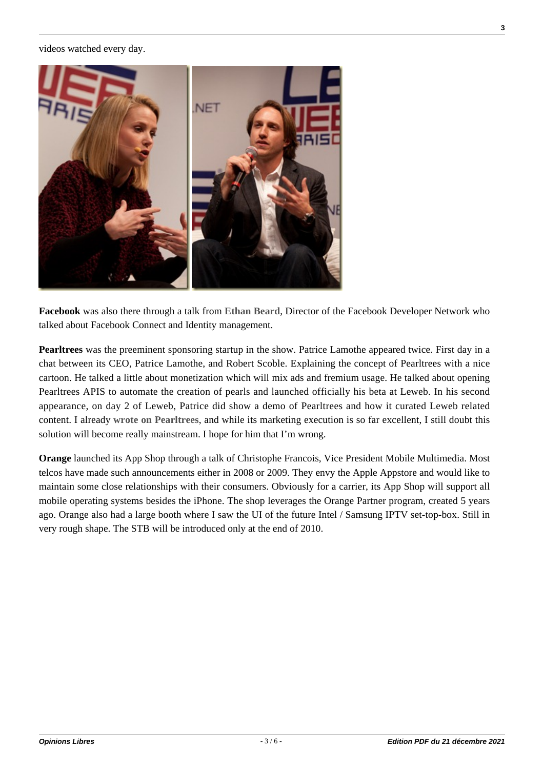videos watched every day.

**Facebook** was also there through a talk from **Ethan Beard**, Director of the Facebook Developer Network who talked about Facebook Connect and Identity management.

**Pearltrees** was the preeminent sponsoring startup in the show. Patrice Lamothe appeared twice. First day in a chat between its CEO, Patrice Lamothe, and Robert Scoble. Explaining the concept of Pearltrees with a nice cartoon. He talked a little about monetization which will mix ads and fremium usage. He talked about opening Pearltrees APIS to automate the creation of pearls and launched officially his beta at Leweb. In his second appearance, on day 2 of Leweb, Patrice did show a demo of Pearltrees and how it curated Leweb related content. I already **wrote on Pearltrees**, and while its marketing execution is so far excellent, I still doubt this solution will become really mainstream. I hope for him that I'm wrong.

**Orange** launched its App Shop through a talk of Christophe Francois, Vice President Mobile Multimedia. Most telcos have made such announcements either in 2008 or 2009. They envy the Apple Appstore and would like to maintain some close relationships with their consumers. Obviously for a carrier, its App Shop will support all mobile operating systems besides the iPhone. The shop leverages the Orange Partner program, created 5 years ago. Orange also had a large booth where I saw the UI of the future Intel / Samsung IPTV set-top-box. Still in very rough shape. The STB will be introduced only at the end of 2010.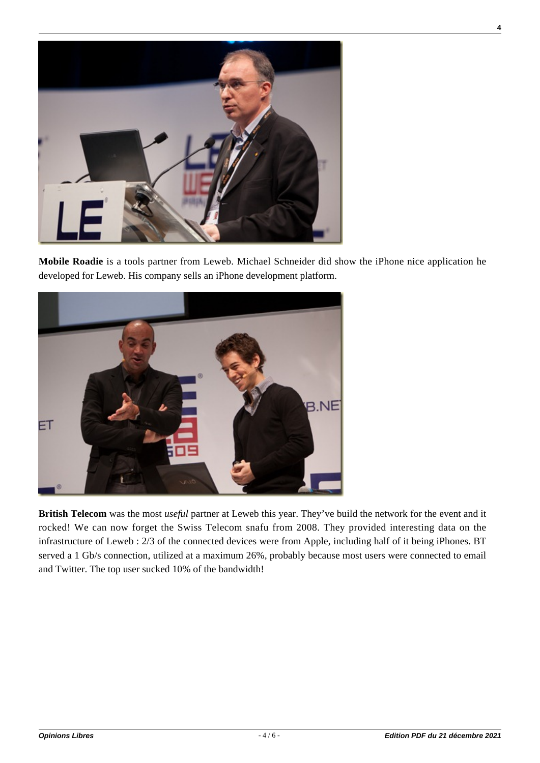**Mobile Roadie** is a tools partner from Leweb. Michael Schneider did show the iPhone nice application he developed for Leweb. His company sells an iPhone development platform.

**British Telecom** was the most *useful* partner at Leweb this year. They've build the network for the event and it rocked! We can now forget the Swiss Telecom snafu from 2008. They provided interesting data on the infrastructure of Leweb : 2/3 of the connected devices were from Apple, including half of it being iPhones. BT served a 1 Gb/s connection, utilized at a maximum 26%, probably because most users were connected to email and Twitter. The top user sucked 10% of the bandwidth!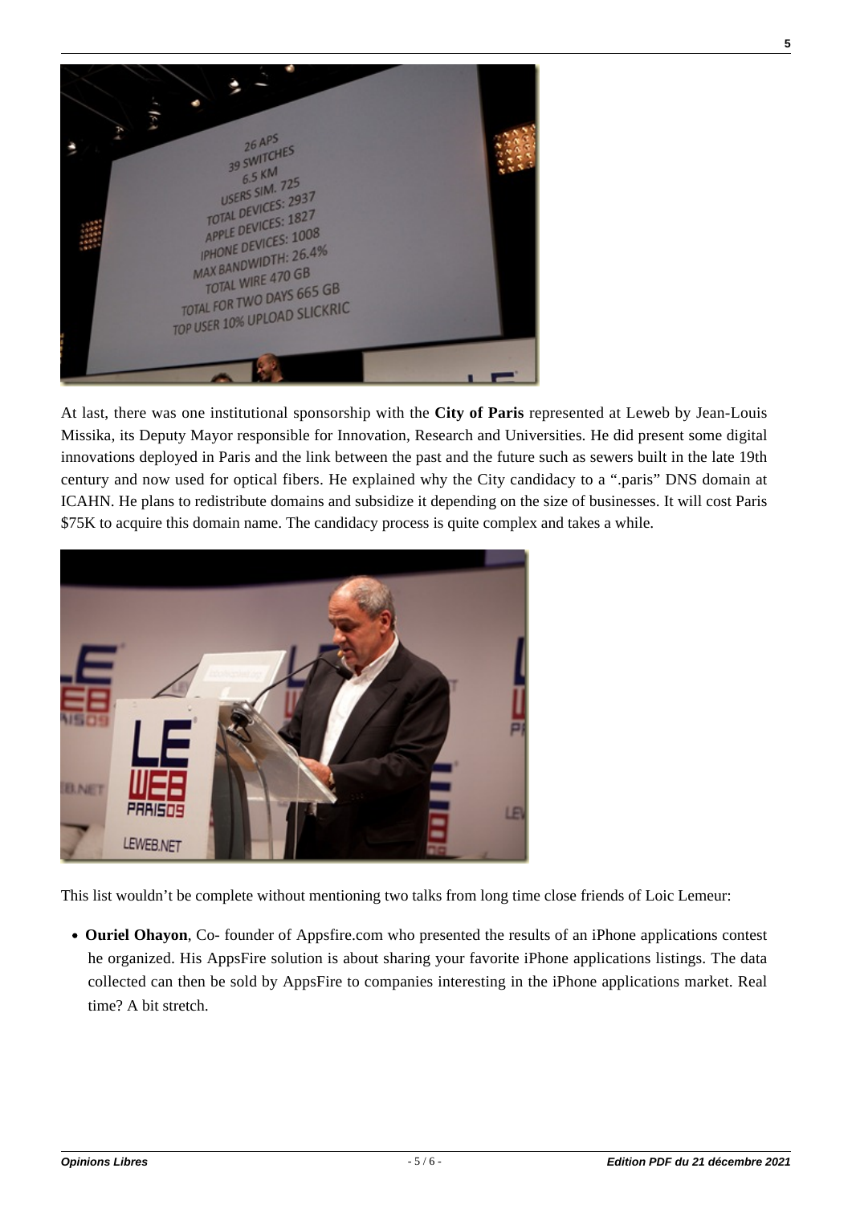At last, there was one institutional sponsorship with the **City of Paris** represented at Leweb by Jean-Louis Missika, its Deputy Mayor responsible for Innovation, Research and Universities. He did present some digital innovations deployed in Paris and the link between the past and the future such as sewers built in the late 19th century and now used for optical fibers. He explained why the City candidacy to a ".paris" DNS domain at ICAHN. He plans to redistribute domains and subsidize it depending on the size of businesses. It will cost Paris $75K to acquire this domain name. The candidacy process is quite complex and takes a while.

This list wouldn't be complete without mentioning two talks from long time close friends of Loic Lemeur:

- **Ouriel Ohayon**, Co- founder of Appsfire.com who presented the results of an iPhone applications contest he organized. His AppsFire solution is about sharing your favorite iPhone applications listings. The data collected can then be sold by AppsFire to companies interesting in the iPhone applications market. Real time? A bit stretch.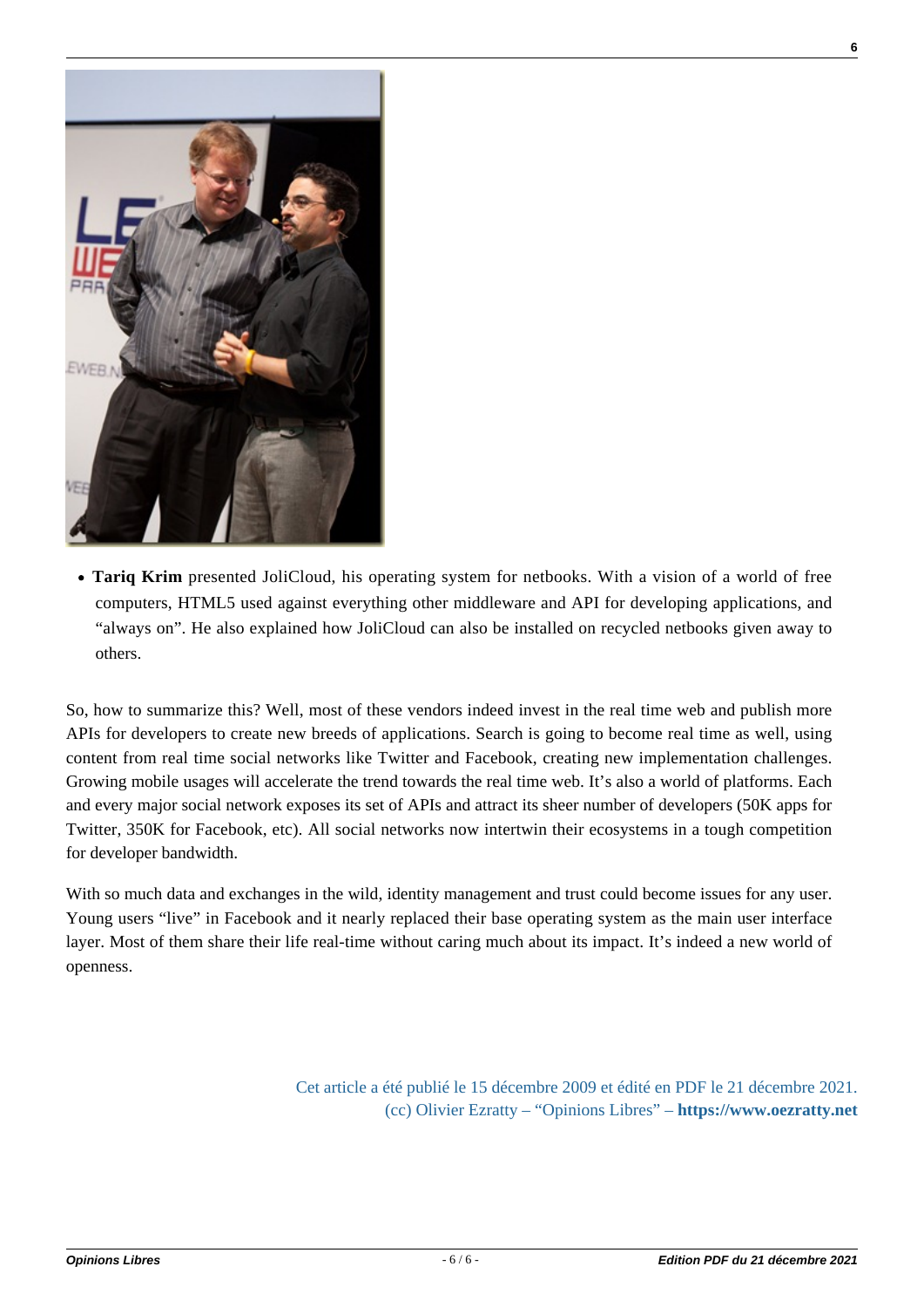- **Tariq Krim** presented JoliCloud, his operating system for netbooks. With a vision of a world of free computers, HTML5 used against everything other middleware and API for developing applications, and "always on". He also explained how JoliCloud can also be installed on recycled netbooks given away to others.

So, how to summarize this? Well, most of these vendors indeed invest in the real time web and publish more APIs for developers to create new breeds of applications. Search is going to become real time as well, using content from real time social networks like Twitter and Facebook, creating new implementation challenges. Growing mobile usages will accelerate the trend towards the real time web. It's also a world of platforms. Each and every major social network exposes its set of APIs and attract its sheer number of developers (50K apps for Twitter, 350K for Facebook, etc). All social networks now intertwin their ecosystems in a tough competition for developer bandwidth.

With so much data and exchanges in the wild, identity management and trust could become issues for any user. Young users "live" in Facebook and it nearly replaced their base operating system as the main user interface layer. Most of them share their life real-time without caring much about its impact. It's indeed a new world of openness.

Cet article a été publié le 15 décembre 2009 et édité en PDF le 21 décembre 2021.
(cc) Olivier Ezratty – "Opinions Libres" – **https://www.oezratty.net**